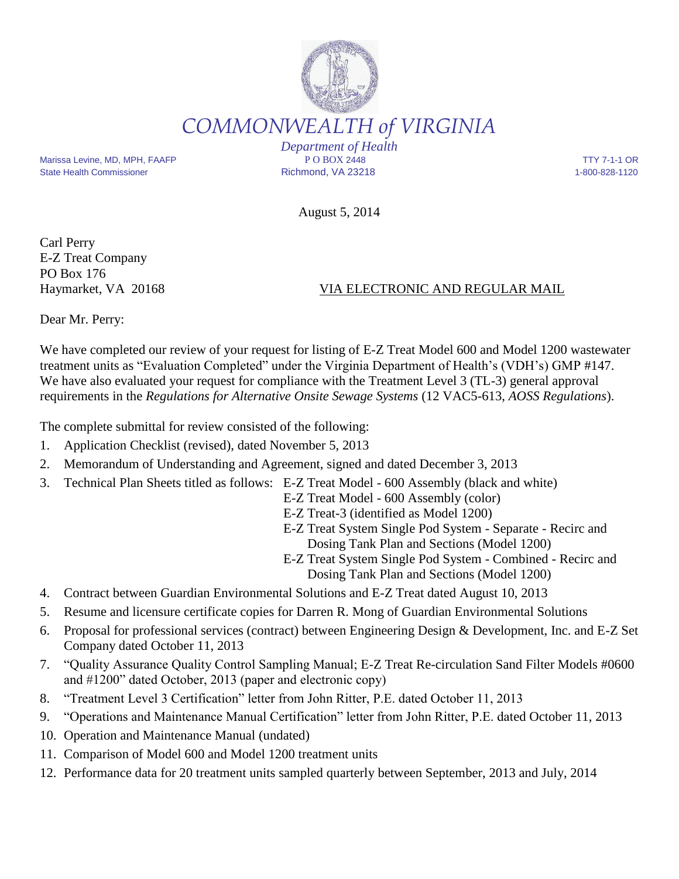# *COMMONWEALTH of VIRGINIA*

*Department of Health*

Marissa Levine, MD, MPH, FAAFP
State Health Commissioner

P O BOX 2448
Richmond, VA 23218

TTY 7-1-1 OR
1-800-828-1120

August 5, 2014

Carl Perry
E-Z Treat Company
PO Box 176
Haymarket, VA 20168

VIA ELECTRONIC AND REGULAR MAIL

Dear Mr. Perry:

We have completed our review of your request for listing of E-Z Treat Model 600 and Model 1200 wastewater treatment units as "Evaluation Completed" under the Virginia Department of Health's (VDH's) GMP #147. We have also evaluated your request for compliance with the Treatment Level 3 (TL-3) general approval requirements in the *Regulations for Alternative Onsite Sewage Systems* (12 VAC5-613, *AOSS Regulations*).

The complete submittal for review consisted of the following:

1. Application Checklist (revised), dated November 5, 2013
2. Memorandum of Understanding and Agreement, signed and dated December 3, 2013
3. Technical Plan Sheets titled as follows:
   - E-Z Treat Model - 600 Assembly (black and white)
   - E-Z Treat Model - 600 Assembly (color)
   - E-Z Treat-3 (identified as Model 1200)
   - E-Z Treat System Single Pod System - Separate - Recirc and Dosing Tank Plan and Sections (Model 1200)
   - E-Z Treat System Single Pod System - Combined - Recirc and Dosing Tank Plan and Sections (Model 1200)
4. Contract between Guardian Environmental Solutions and E-Z Treat dated August 10, 2013
5. Resume and licensure certificate copies for Darren R. Mong of Guardian Environmental Solutions
6. Proposal for professional services (contract) between Engineering Design & Development, Inc. and E-Z Set Company dated October 11, 2013
7. "Quality Assurance Quality Control Sampling Manual; E-Z Treat Re-circulation Sand Filter Models #0600 and #1200" dated October, 2013 (paper and electronic copy)
8. "Treatment Level 3 Certification" letter from John Ritter, P.E. dated October 11, 2013
9. "Operations and Maintenance Manual Certification" letter from John Ritter, P.E. dated October 11, 2013
10. Operation and Maintenance Manual (undated)
11. Comparison of Model 600 and Model 1200 treatment units
12. Performance data for 20 treatment units sampled quarterly between September, 2013 and July, 2014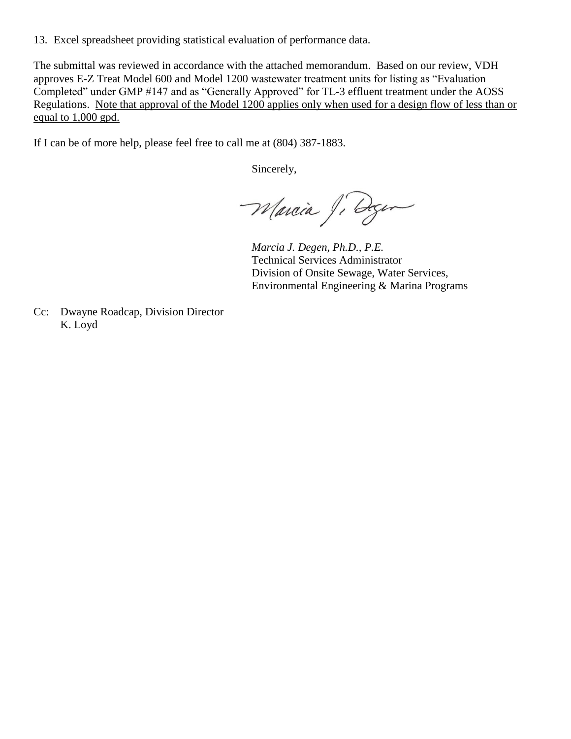13. Excel spreadsheet providing statistical evaluation of performance data.

The submittal was reviewed in accordance with the attached memorandum. Based on our review, VDH approves E-Z Treat Model 600 and Model 1200 wastewater treatment units for listing as "Evaluation Completed" under GMP #147 and as "Generally Approved" for TL-3 effluent treatment under the AOSS Regulations. <u>Note that approval of the Model 1200 applies only when used for a design flow of less than or equal to 1,000 gpd.</u>

If I can be of more help, please feel free to call me at (804) 387-1883.

Sincerely,

*Marcia J. Degen, Ph.D., P.E.*
Technical Services Administrator
Division of Onsite Sewage, Water Services,
Environmental Engineering & Marina Programs

Cc: Dwayne Roadcap, Division Director
K. Loyd